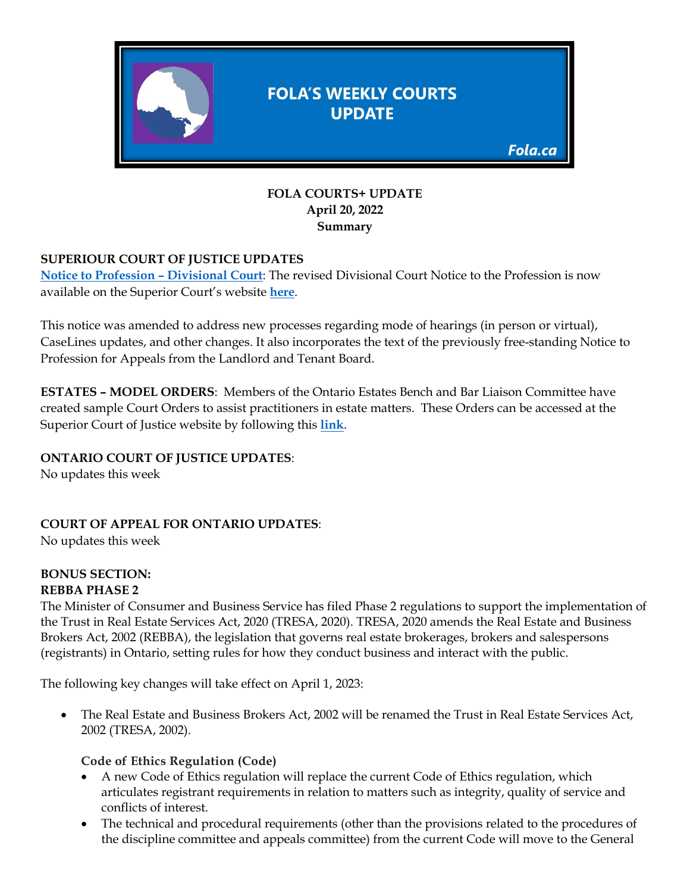# FOLA'S WEEKLY COURTS UPDATE

Fola.ca

**FOLA COURTS+ UPDATE**
**April 20, 2022**
**Summary**

## SUPERIOUR COURT OF JUSTICE UPDATES

**Notice to Profession – Divisional Court**: The revised Divisional Court Notice to the Profession is now available on the Superior Court's website **here**.

This notice was amended to address new processes regarding mode of hearings (in person or virtual), CaseLines updates, and other changes. It also incorporates the text of the previously free-standing Notice to Profession for Appeals from the Landlord and Tenant Board.

**ESTATES – MODEL ORDERS**: Members of the Ontario Estates Bench and Bar Liaison Committee have created sample Court Orders to assist practitioners in estate matters. These Orders can be accessed at the Superior Court of Justice website by following this **link**.

## ONTARIO COURT OF JUSTICE UPDATES:

No updates this week

## COURT OF APPEAL FOR ONTARIO UPDATES:

No updates this week

## BONUS SECTION:

### REBBA PHASE 2

The Minister of Consumer and Business Service has filed Phase 2 regulations to support the implementation of the Trust in Real Estate Services Act, 2020 (TRESA, 2020). TRESA, 2020 amends the Real Estate and Business Brokers Act, 2002 (REBBA), the legislation that governs real estate brokerages, brokers and salespersons (registrants) in Ontario, setting rules for how they conduct business and interact with the public.

The following key changes will take effect on April 1, 2023:

- The Real Estate and Business Brokers Act, 2002 will be renamed the Trust in Real Estate Services Act, 2002 (TRESA, 2002).

**Code of Ethics Regulation (Code)**

- A new Code of Ethics regulation will replace the current Code of Ethics regulation, which articulates registrant requirements in relation to matters such as integrity, quality of service and conflicts of interest.
- The technical and procedural requirements (other than the provisions related to the procedures of the discipline committee and appeals committee) from the current Code will move to the General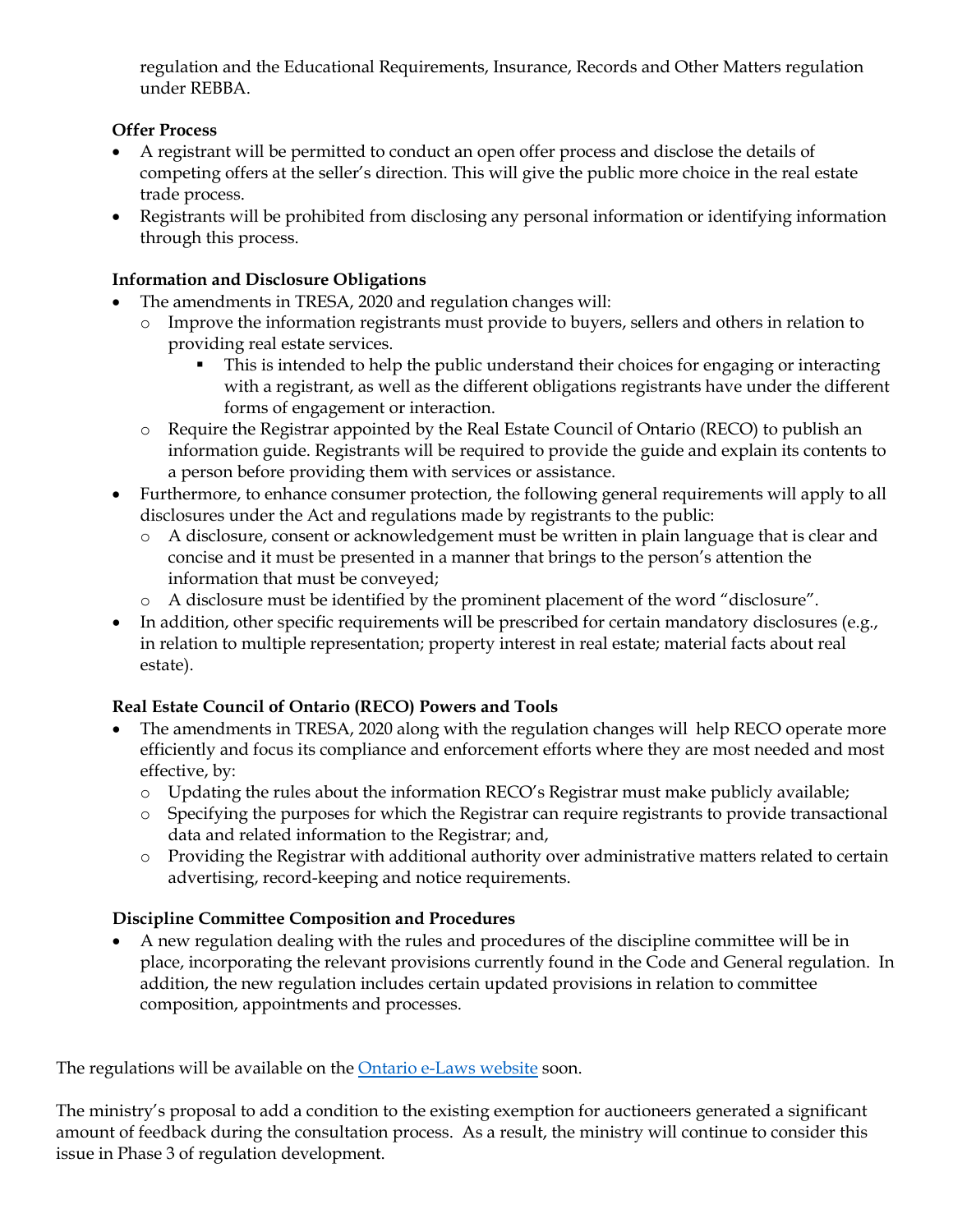regulation and the Educational Requirements, Insurance, Records and Other Matters regulation under REBBA.

**Offer Process**

- A registrant will be permitted to conduct an open offer process and disclose the details of competing offers at the seller's direction. This will give the public more choice in the real estate trade process.
- Registrants will be prohibited from disclosing any personal information or identifying information through this process.

**Information and Disclosure Obligations**

- The amendments in TRESA, 2020 and regulation changes will:
  - Improve the information registrants must provide to buyers, sellers and others in relation to providing real estate services.
    - This is intended to help the public understand their choices for engaging or interacting with a registrant, as well as the different obligations registrants have under the different forms of engagement or interaction.
  - Require the Registrar appointed by the Real Estate Council of Ontario (RECO) to publish an information guide. Registrants will be required to provide the guide and explain its contents to a person before providing them with services or assistance.
- Furthermore, to enhance consumer protection, the following general requirements will apply to all disclosures under the Act and regulations made by registrants to the public:
  - A disclosure, consent or acknowledgement must be written in plain language that is clear and concise and it must be presented in a manner that brings to the person's attention the information that must be conveyed;
  - A disclosure must be identified by the prominent placement of the word "disclosure".
- In addition, other specific requirements will be prescribed for certain mandatory disclosures (e.g., in relation to multiple representation; property interest in real estate; material facts about real estate).

**Real Estate Council of Ontario (RECO) Powers and Tools**

- The amendments in TRESA, 2020 along with the regulation changes will help RECO operate more efficiently and focus its compliance and enforcement efforts where they are most needed and most effective, by:
  - Updating the rules about the information RECO's Registrar must make publicly available;
  - Specifying the purposes for which the Registrar can require registrants to provide transactional data and related information to the Registrar; and,
  - Providing the Registrar with additional authority over administrative matters related to certain advertising, record-keeping and notice requirements.

**Discipline Committee Composition and Procedures**

- A new regulation dealing with the rules and procedures of the discipline committee will be in place, incorporating the relevant provisions currently found in the Code and General regulation. In addition, the new regulation includes certain updated provisions in relation to committee composition, appointments and processes.

The regulations will be available on the Ontario e-Laws website soon.

The ministry's proposal to add a condition to the existing exemption for auctioneers generated a significant amount of feedback during the consultation process. As a result, the ministry will continue to consider this issue in Phase 3 of regulation development.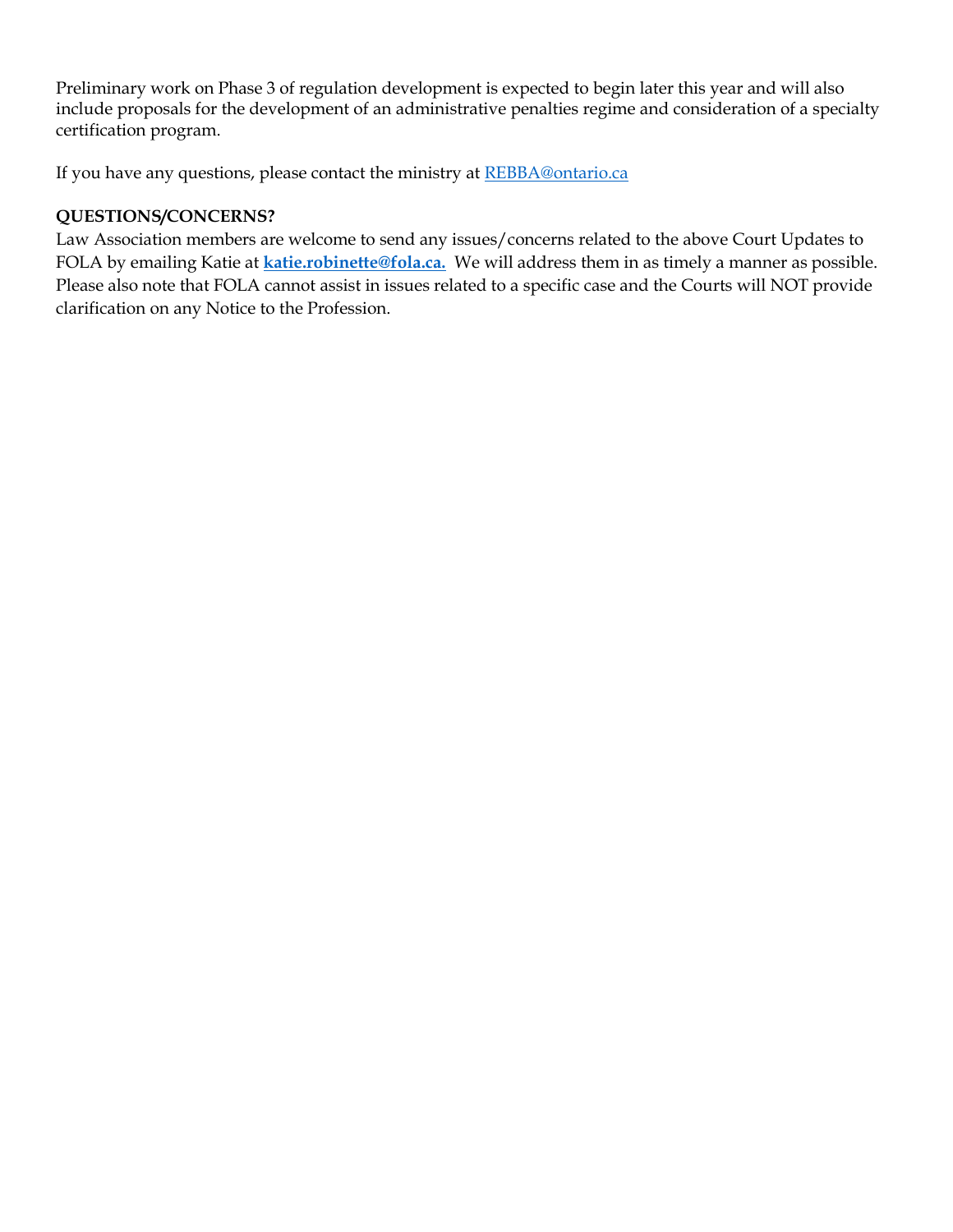Preliminary work on Phase 3 of regulation development is expected to begin later this year and will also include proposals for the development of an administrative penalties regime and consideration of a specialty certification program.

If you have any questions, please contact the ministry at [REBBA@ontario.ca](mailto:REBBA@ontario.ca)

**QUESTIONS/CONCERNS?**

Law Association members are welcome to send any issues/concerns related to the above Court Updates to FOLA by emailing Katie at **[katie.robinette@fola.ca.](mailto:katie.robinette@fola.ca)** We will address them in as timely a manner as possible. Please also note that FOLA cannot assist in issues related to a specific case and the Courts will NOT provide clarification on any Notice to the Profession.